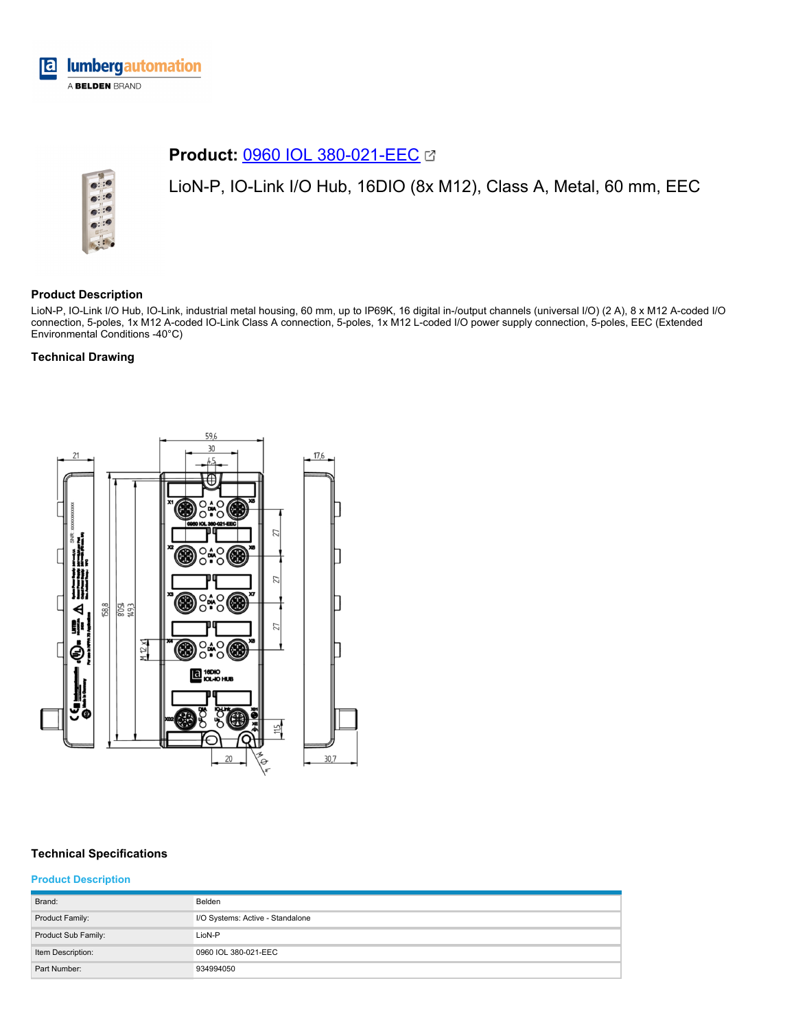**Product:** 0960 IOL 380-021-EEC

LioN-P, IO-Link I/O Hub, 16DIO (8x M12), Class A, Metal, 60 mm, EEC

### Product Description

LioN-P, IO-Link I/O Hub, IO-Link, industrial metal housing, 60 mm, up to IP69K, 16 digital in-/output channels (universal I/O) (2 A), 8 x M12 A-coded I/O connection, 5-poles, 1x M12 A-coded IO-Link Class A connection, 5-poles, 1x M12 L-coded I/O power supply connection, 5-poles, EEC (Extended Environmental Conditions -40°C)

### Technical Drawing

### Technical Specifications

#### Product Description

| | |
|---|---|
| Brand: | Belden |
| Product Family: | I/O Systems: Active - Standalone |
| Product Sub Family: | LioN-P |
| Item Description: | 0960 IOL 380-021-EEC |
| Part Number: | 934994050 |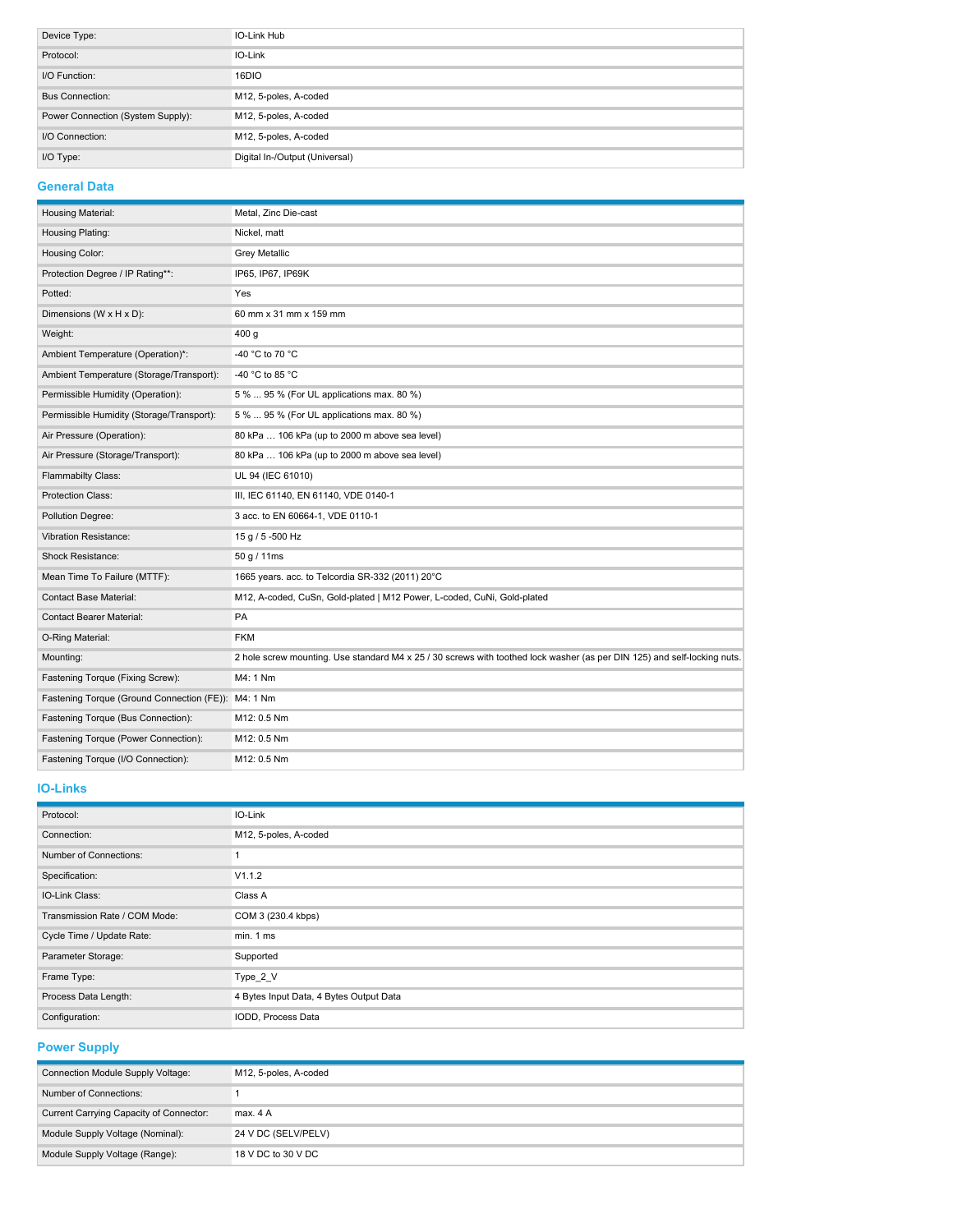| | |
|---|---|
| Device Type: | IO-Link Hub |
| Protocol: | IO-Link |
| I/O Function: | 16DIO |
| Bus Connection: | M12, 5-poles, A-coded |
| Power Connection (System Supply): | M12, 5-poles, A-coded |
| I/O Connection: | M12, 5-poles, A-coded |
| I/O Type: | Digital In-/Output (Universal) |

## General Data

| | |
|---|---|
| Housing Material: | Metal, Zinc Die-cast |
| Housing Plating: | Nickel, matt |
| Housing Color: | Grey Metallic |
| Protection Degree / IP Rating**: | IP65, IP67, IP69K |
| Potted: | Yes |
| Dimensions (W x H x D): | 60 mm x 31 mm x 159 mm |
| Weight: | 400 g |
| Ambient Temperature (Operation)*: | -40 °C to 70 °C |
| Ambient Temperature (Storage/Transport): | -40 °C to 85 °C |
| Permissible Humidity (Operation): | 5 % ... 95 % (For UL applications max. 80 %) |
| Permissible Humidity (Storage/Transport): | 5 % ... 95 % (For UL applications max. 80 %) |
| Air Pressure (Operation): | 80 kPa … 106 kPa (up to 2000 m above sea level) |
| Air Pressure (Storage/Transport): | 80 kPa … 106 kPa (up to 2000 m above sea level) |
| Flammabilty Class: | UL 94 (IEC 61010) |
| Protection Class: | III, IEC 61140, EN 61140, VDE 0140-1 |
| Pollution Degree: | 3 acc. to EN 60664-1, VDE 0110-1 |
| Vibration Resistance: | 15 g / 5 -500 Hz |
| Shock Resistance: | 50 g / 11ms |
| Mean Time To Failure (MTTF): | 1665 years. acc. to Telcordia SR-332 (2011) 20°C |
| Contact Base Material: | M12, A-coded, CuSn, Gold-plated \| M12 Power, L-coded, CuNi, Gold-plated |
| Contact Bearer Material: | PA |
| O-Ring Material: | FKM |
| Mounting: | 2 hole screw mounting. Use standard M4 x 25 / 30 screws with toothed lock washer (as per DIN 125) and self-locking nuts. |
| Fastening Torque (Fixing Screw): | M4: 1 Nm |
| Fastening Torque (Ground Connection (FE)): | M4: 1 Nm |
| Fastening Torque (Bus Connection): | M12: 0.5 Nm |
| Fastening Torque (Power Connection): | M12: 0.5 Nm |
| Fastening Torque (I/O Connection): | M12: 0.5 Nm |

## IO-Links

| | |
|---|---|
| Protocol: | IO-Link |
| Connection: | M12, 5-poles, A-coded |
| Number of Connections: | 1 |
| Specification: | V1.1.2 |
| IO-Link Class: | Class A |
| Transmission Rate / COM Mode: | COM 3 (230.4 kbps) |
| Cycle Time / Update Rate: | min. 1 ms |
| Parameter Storage: | Supported |
| Frame Type: | Type_2_V |
| Process Data Length: | 4 Bytes Input Data, 4 Bytes Output Data |
| Configuration: | IODD, Process Data |

## Power Supply

| | |
|---|---|
| Connection Module Supply Voltage: | M12, 5-poles, A-coded |
| Number of Connections: | 1 |
| Current Carrying Capacity of Connector: | max. 4 A |
| Module Supply Voltage (Nominal): | 24 V DC (SELV/PELV) |
| Module Supply Voltage (Range): | 18 V DC to 30 V DC |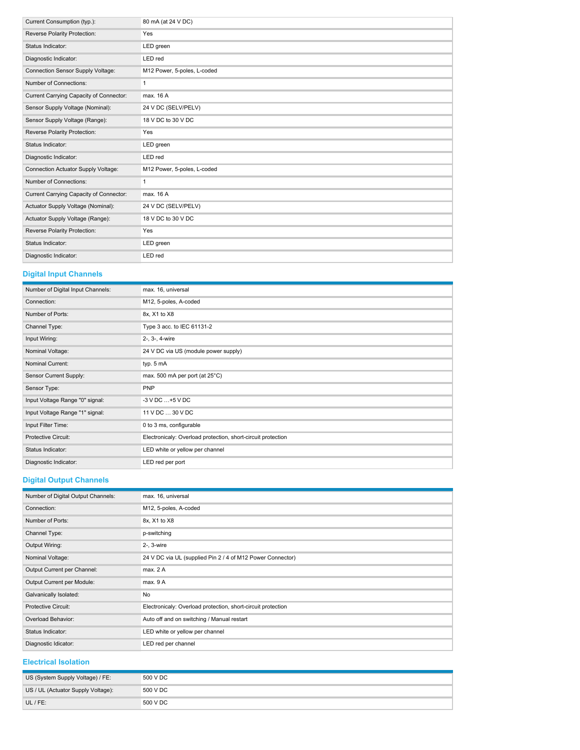| | |
|---|---|
| Current Consumption (typ.): | 80 mA (at 24 V DC) |
| Reverse Polarity Protection: | Yes |
| Status Indicator: | LED green |
| Diagnostic Indicator: | LED red |
| Connection Sensor Supply Voltage: | M12 Power, 5-poles, L-coded |
| Number of Connections: | 1 |
| Current Carrying Capacity of Connector: | max. 16 A |
| Sensor Supply Voltage (Nominal): | 24 V DC (SELV/PELV) |
| Sensor Supply Voltage (Range): | 18 V DC to 30 V DC |
| Reverse Polarity Protection: | Yes |
| Status Indicator: | LED green |
| Diagnostic Indicator: | LED red |
| Connection Actuator Supply Voltage: | M12 Power, 5-poles, L-coded |
| Number of Connections: | 1 |
| Current Carrying Capacity of Connector: | max. 16 A |
| Actuator Supply Voltage (Nominal): | 24 V DC (SELV/PELV) |
| Actuator Supply Voltage (Range): | 18 V DC to 30 V DC |
| Reverse Polarity Protection: | Yes |
| Status Indicator: | LED green |
| Diagnostic Indicator: | LED red |

## Digital Input Channels

| | |
|---|---|
| Number of Digital Input Channels: | max. 16, universal |
| Connection: | M12, 5-poles, A-coded |
| Number of Ports: | 8x, X1 to X8 |
| Channel Type: | Type 3 acc. to IEC 61131-2 |
| Input Wiring: | 2-, 3-, 4-wire |
| Nominal Voltage: | 24 V DC via US (module power supply) |
| Nominal Current: | typ. 5 mA |
| Sensor Current Supply: | max. 500 mA per port (at 25°C) |
| Sensor Type: | PNP |
| Input Voltage Range "0" signal: | -3 V DC …+5 V DC |
| Input Voltage Range "1" signal: | 11 V DC … 30 V DC |
| Input Filter Time: | 0 to 3 ms, configurable |
| Protective Circuit: | Electronicaly: Overload protection, short-circuit protection |
| Status Indicator: | LED white or yellow per channel |
| Diagnostic Indicator: | LED red per port |

## Digital Output Channels

| | |
|---|---|
| Number of Digital Output Channels: | max. 16, universal |
| Connection: | M12, 5-poles, A-coded |
| Number of Ports: | 8x, X1 to X8 |
| Channel Type: | p-switching |
| Output Wiring: | 2-, 3-wire |
| Nominal Voltage: | 24 V DC via UL (supplied Pin 2 / 4 of M12 Power Connector) |
| Output Current per Channel: | max. 2 A |
| Output Current per Module: | max. 9 A |
| Galvanically Isolated: | No |
| Protective Circuit: | Electronicaly: Overload protection, short-circuit protection |
| Overload Behavior: | Auto off and on switching / Manual restart |
| Status Indicator: | LED white or yellow per channel |
| Diagnostic Idicator: | LED red per channel |

## Electrical Isolation

| | |
|---|---|
| US (System Supply Voltage) / FE: | 500 V DC |
| US / UL (Actuator Supply Voltage): | 500 V DC |
| UL / FE: | 500 V DC |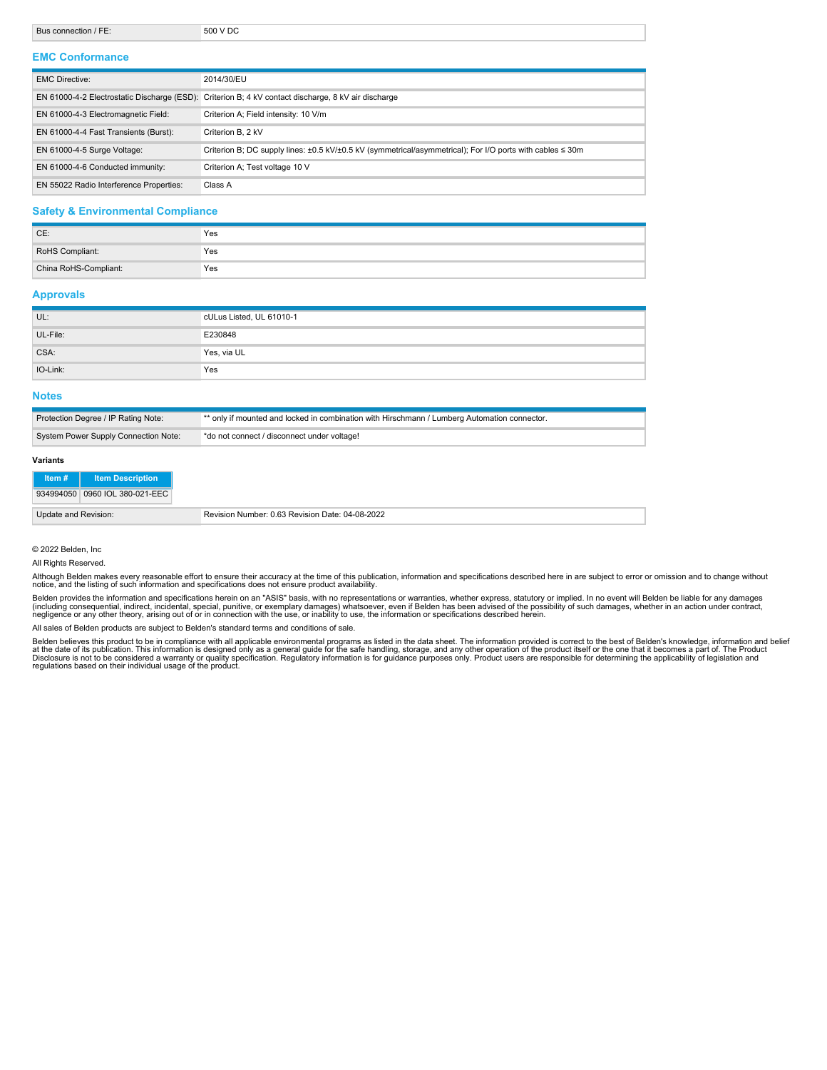| | |
|---|---|
| Bus connection / FE: | 500 V DC |

## EMC Conformance

| | |
|---|---|
| EMC Directive: | 2014/30/EU |
| EN 61000-4-2 Electrostatic Discharge (ESD): | Criterion B; 4 kV contact discharge, 8 kV air discharge |
| EN 61000-4-3 Electromagnetic Field: | Criterion A; Field intensity: 10 V/m |
| EN 61000-4-4 Fast Transients (Burst): | Criterion B, 2 kV |
| EN 61000-4-5 Surge Voltage: | Criterion B; DC supply lines: ±0.5 kV/±0.5 kV (symmetrical/asymmetrical); For I/O ports with cables ≤ 30m |
| EN 61000-4-6 Conducted immunity: | Criterion A; Test voltage 10 V |
| EN 55022 Radio Interference Properties: | Class A |

## Safety & Environmental Compliance

| | |
|---|---|
| CE: | Yes |
| RoHS Compliant: | Yes |
| China RoHS-Compliant: | Yes |

## Approvals

| | |
|---|---|
| UL: | cULus Listed, UL 61010-1 |
| UL-File: | E230848 |
| CSA: | Yes, via UL |
| IO-Link: | Yes |

## Notes

| | |
|---|---|
| Protection Degree / IP Rating Note: | ** only if mounted and locked in combination with Hirschmann / Lumberg Automation connector. |
| System Power Supply Connection Note: | *do not connect / disconnect under voltage! |

**Variants**

| Item # | Item Description |
|---|---|
| 934994050 | 0960 IOL 380-021-EEC |

| | |
|---|---|
| Update and Revision: | Revision Number: 0.63 Revision Date: 04-08-2022 |

© 2022 Belden, Inc

All Rights Reserved.

Although Belden makes every reasonable effort to ensure their accuracy at the time of this publication, information and specifications described here in are subject to error or omission and to change without notice, and the listing of such information and specifications does not ensure product availability.

Belden provides the information and specifications herein on an "ASIS" basis, with no representations or warranties, whether express, statutory or implied. In no event will Belden be liable for any damages (including consequential, indirect, incidental, special, punitive, or exemplary damages) whatsoever, even if Belden has been advised of the possibility of such damages, whether in an action under contract, negligence or any other theory, arising out of or in connection with the use, or inability to use, the information or specifications described herein.

All sales of Belden products are subject to Belden's standard terms and conditions of sale.

Belden believes this product to be in compliance with all applicable environmental programs as listed in the data sheet. The information provided is correct to the best of Belden's knowledge, information and belief at the date of its publication. This information is designed only as a general guide for the safe handling, storage, and any other operation of the product itself or the one that it becomes a part of. The Product Disclosure is not to be considered a warranty or quality specification. Regulatory information is for guidance purposes only. Product users are responsible for determining the applicability of legislation and regulations based on their individual usage of the product.